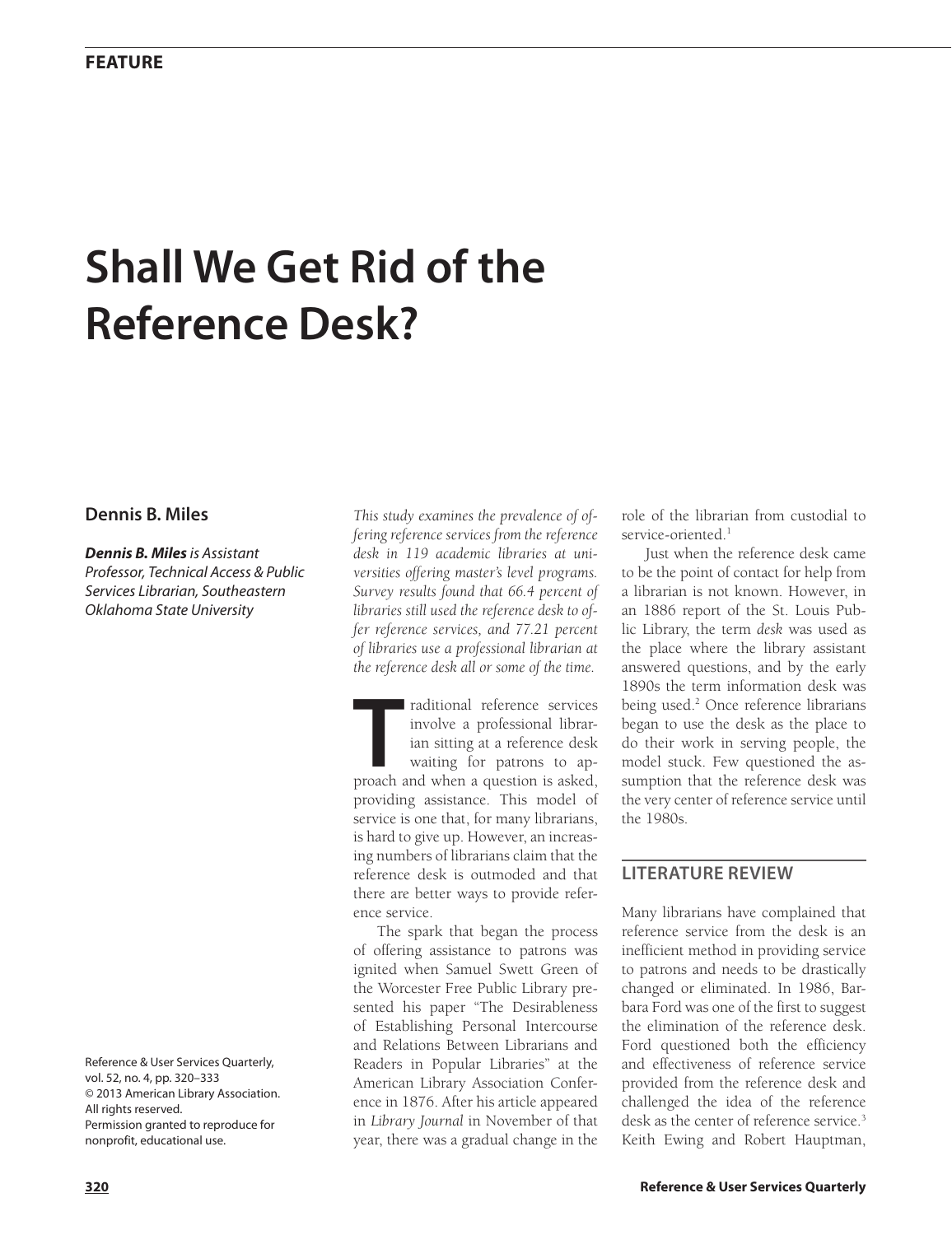FEATURE

# Shall We Get Rid of the Reference Desk?

**Dennis B. Miles**

***Dennis B. Miles** is Assistant Professor, Technical Access & Public Services Librarian, Southeastern Oklahoma State University*

Reference & User Services Quarterly, vol. 52, no. 4, pp. 320–333
© 2013 American Library Association. All rights reserved.
Permission granted to reproduce for nonprofit, educational use.

*This study examines the prevalence of offering reference services from the reference desk in 119 academic libraries at universities offering master's level programs. Survey results found that 66.4 percent of libraries still used the reference desk to offer reference services, and 77.21 percent of libraries use a professional librarian at the reference desk all or some of the time.*

Traditional reference services involve a professional librarian sitting at a reference desk waiting for patrons to approach and when a question is asked, providing assistance. This model of service is one that, for many librarians, is hard to give up. However, an increasing numbers of librarians claim that the reference desk is outmoded and that there are better ways to provide reference service.

The spark that began the process of offering assistance to patrons was ignited when Samuel Swett Green of the Worcester Free Public Library presented his paper "The Desirableness of Establishing Personal Intercourse and Relations Between Librarians and Readers in Popular Libraries" at the American Library Association Conference in 1876. After his article appeared in *Library Journal* in November of that year, there was a gradual change in the role of the librarian from custodial to service-oriented.[1]

Just when the reference desk came to be the point of contact for help from a librarian is not known. However, in an 1886 report of the St. Louis Public Library, the term *desk* was used as the place where the library assistant answered questions, and by the early 1890s the term information desk was being used.[2] Once reference librarians began to use the desk as the place to do their work in serving people, the model stuck. Few questioned the assumption that the reference desk was the very center of reference service until the 1980s.

## LITERATURE REVIEW

Many librarians have complained that reference service from the desk is an inefficient method in providing service to patrons and needs to be drastically changed or eliminated. In 1986, Barbara Ford was one of the first to suggest the elimination of the reference desk. Ford questioned both the efficiency and effectiveness of reference service provided from the reference desk and challenged the idea of the reference desk as the center of reference service.[3] Keith Ewing and Robert Hauptman,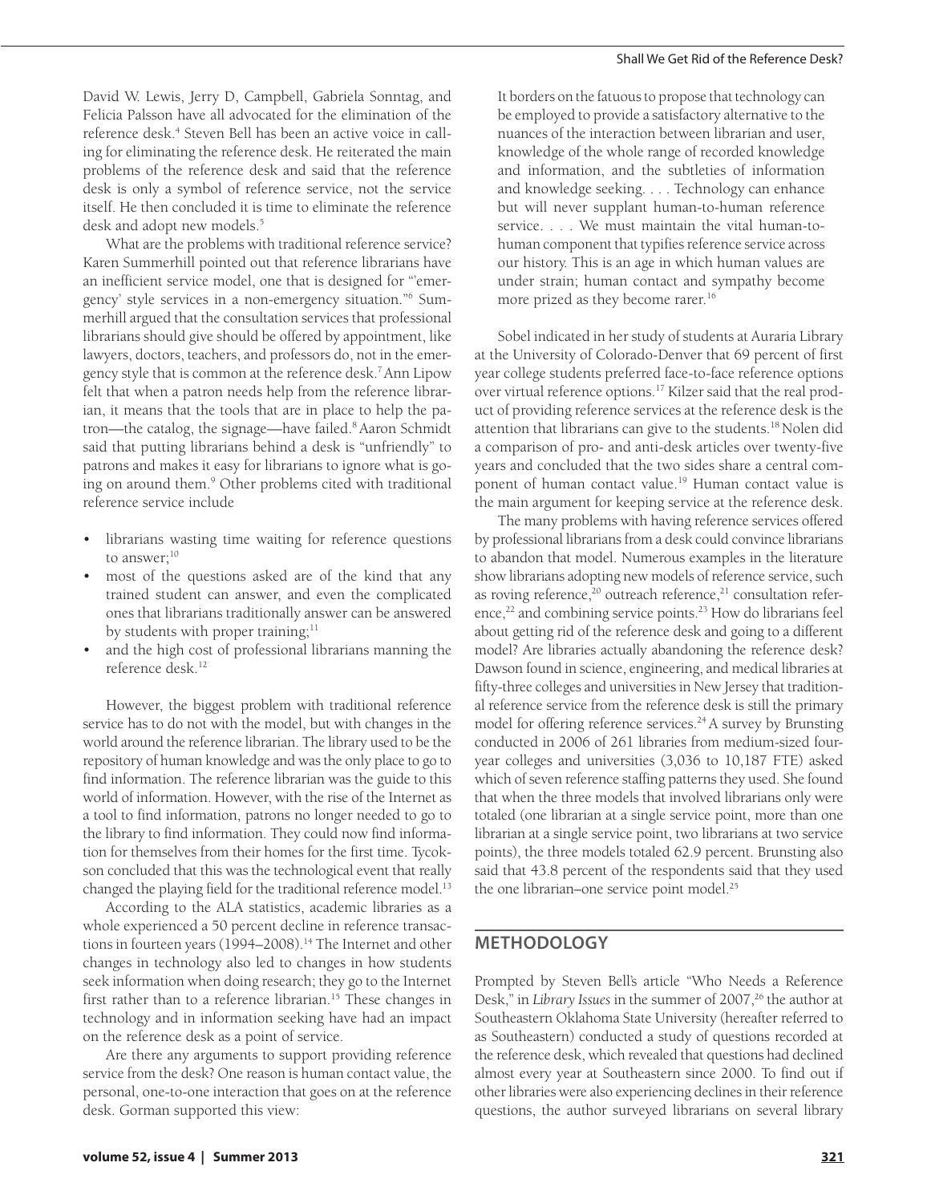David W. Lewis, Jerry D, Campbell, Gabriela Sonntag, and Felicia Palsson have all advocated for the elimination of the reference desk.[4] Steven Bell has been an active voice in calling for eliminating the reference desk. He reiterated the main problems of the reference desk and said that the reference desk is only a symbol of reference service, not the service itself. He then concluded it is time to eliminate the reference desk and adopt new models.[5]

What are the problems with traditional reference service? Karen Summerhill pointed out that reference librarians have an inefficient service model, one that is designed for "'emergency' style services in a non-emergency situation."[6] Summerhill argued that the consultation services that professional librarians should give should be offered by appointment, like lawyers, doctors, teachers, and professors do, not in the emergency style that is common at the reference desk.[7] Ann Lipow felt that when a patron needs help from the reference librarian, it means that the tools that are in place to help the patron—the catalog, the signage—have failed.[8] Aaron Schmidt said that putting librarians behind a desk is "unfriendly" to patrons and makes it easy for librarians to ignore what is going on around them.[9] Other problems cited with traditional reference service include

- librarians wasting time waiting for reference questions to answer;[10]
- most of the questions asked are of the kind that any trained student can answer, and even the complicated ones that librarians traditionally answer can be answered by students with proper training;[11]
- and the high cost of professional librarians manning the reference desk.[12]

However, the biggest problem with traditional reference service has to do not with the model, but with changes in the world around the reference librarian. The library used to be the repository of human knowledge and was the only place to go to find information. The reference librarian was the guide to this world of information. However, with the rise of the Internet as a tool to find information, patrons no longer needed to go to the library to find information. They could now find information for themselves from their homes for the first time. Tycokson concluded that this was the technological event that really changed the playing field for the traditional reference model.[13]

According to the ALA statistics, academic libraries as a whole experienced a 50 percent decline in reference transactions in fourteen years (1994–2008).[14] The Internet and other changes in technology also led to changes in how students seek information when doing research; they go to the Internet first rather than to a reference librarian.[15] These changes in technology and in information seeking have had an impact on the reference desk as a point of service.

Are there any arguments to support providing reference service from the desk? One reason is human contact value, the personal, one-to-one interaction that goes on at the reference desk. Gorman supported this view:

> It borders on the fatuous to propose that technology can be employed to provide a satisfactory alternative to the nuances of the interaction between librarian and user, knowledge of the whole range of recorded knowledge and information, and the subtleties of information and knowledge seeking. . . . Technology can enhance but will never supplant human-to-human reference service. . . . We must maintain the vital human-to-human component that typifies reference service across our history. This is an age in which human values are under strain; human contact and sympathy become more prized as they become rarer.[16]

Sobel indicated in her study of students at Auraria Library at the University of Colorado-Denver that 69 percent of first year college students preferred face-to-face reference options over virtual reference options.[17] Kilzer said that the real product of providing reference services at the reference desk is the attention that librarians can give to the students.[18] Nolen did a comparison of pro- and anti-desk articles over twenty-five years and concluded that the two sides share a central component of human contact value.[19] Human contact value is the main argument for keeping service at the reference desk.

The many problems with having reference services offered by professional librarians from a desk could convince librarians to abandon that model. Numerous examples in the literature show librarians adopting new models of reference service, such as roving reference,[20] outreach reference,[21] consultation reference,[22] and combining service points.[23] How do librarians feel about getting rid of the reference desk and going to a different model? Are libraries actually abandoning the reference desk? Dawson found in science, engineering, and medical libraries at fifty-three colleges and universities in New Jersey that traditional reference service from the reference desk is still the primary model for offering reference services.[24] A survey by Brunsting conducted in 2006 of 261 libraries from medium-sized four-year colleges and universities (3,036 to 10,187 FTE) asked which of seven reference staffing patterns they used. She found that when the three models that involved librarians only were totaled (one librarian at a single service point, more than one librarian at a single service point, two librarians at two service points), the three models totaled 62.9 percent. Brunsting also said that 43.8 percent of the respondents said that they used the one librarian–one service point model.[25]

## METHODOLOGY

Prompted by Steven Bell's article "Who Needs a Reference Desk," in *Library Issues* in the summer of 2007,[26] the author at Southeastern Oklahoma State University (hereafter referred to as Southeastern) conducted a study of questions recorded at the reference desk, which revealed that questions had declined almost every year at Southeastern since 2000. To find out if other libraries were also experiencing declines in their reference questions, the author surveyed librarians on several library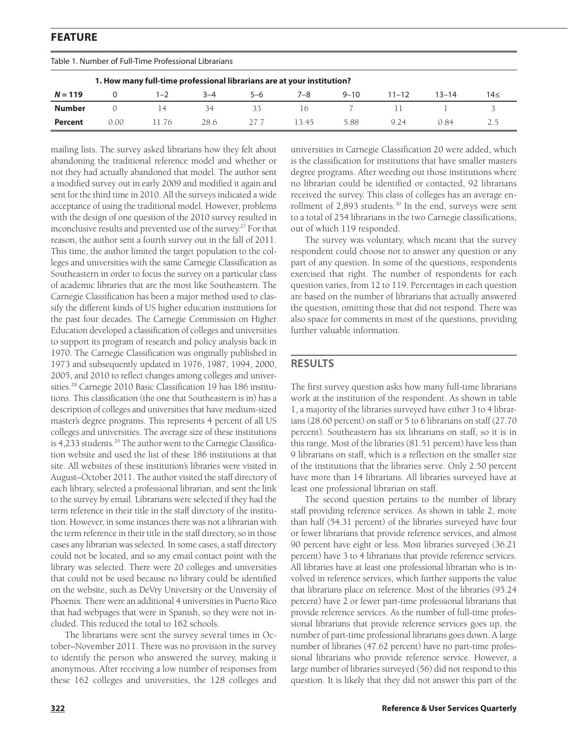Table 1. Number of Full-Time Professional Librarians

| 1. How many full-time professional librarians are at your institution? | | | | | | | | | |
|---|---|---|---|---|---|---|---|---|---|
| ***N* = 119** | 0 | 1–2 | 3–4 | 5–6 | 7–8 | 9–10 | 11–12 | 13–14 | 14≤ |
| **Number** | 0 | 14 | 34 | 33 | 16 | 7 | 11 | 1 | 3 |
| **Percent** | 0.00 | 11.76 | 28.6 | 27.7 | 13.45 | 5.88 | 9.24 | 0.84 | 2.5 |

mailing lists. The survey asked librarians how they felt about abandoning the traditional reference model and whether or not they had actually abandoned that model. The author sent a modified survey out in early 2009 and modified it again and sent for the third time in 2010. All the surveys indicated a wide acceptance of using the traditional model. However, problems with the design of one question of the 2010 survey resulted in inconclusive results and prevented use of the survey.[27] For that reason, the author sent a fourth survey out in the fall of 2011. This time, the author limited the target population to the colleges and universities with the same Carnegie Classification as Southeastern in order to focus the survey on a particular class of academic libraries that are the most like Southeastern. The Carnegie Classification has been a major method used to classify the different kinds of US higher education institutions for the past four decades. The Carnegie Commission on Higher Education developed a classification of colleges and universities to support its program of research and policy analysis back in 1970. The Carnegie Classification was originally published in 1973 and subsequently updated in 1976, 1987, 1994, 2000, 2005, and 2010 to reflect changes among colleges and universities.[28] Carnegie 2010 Basic Classification 19 has 186 institutions. This classification (the one that Southeastern is in) has a description of colleges and universities that have medium-sized master's degree programs. This represents 4 percent of all US colleges and universities. The average size of these institutions is 4,233 students.[29] The author went to the Carnegie Classification website and used the list of these 186 institutions at that site. All websites of these institution's libraries were visited in August–October 2011. The author visited the staff directory of each library, selected a professional librarian, and sent the link to the survey by email. Librarians were selected if they had the term reference in their title in the staff directory of the institution. However, in some instances there was not a librarian with the term reference in their title in the staff directory, so in those cases any librarian was selected. In some cases, a staff directory could not be located, and so any email contact point with the library was selected. There were 20 colleges and universities that could not be used because no library could be identified on the website, such as DeVry University or the University of Phoenix. There were an additional 4 universities in Puerto Rico that had webpages that were in Spanish, so they were not included. This reduced the total to 162 schools.

The librarians were sent the survey several times in October–November 2011. There was no provision in the survey to identify the person who answered the survey, making it anonymous. After receiving a low number of responses from these 162 colleges and universities, the 128 colleges and universities in Carnegie Classification 20 were added, which is the classification for institutions that have smaller masters degree programs. After weeding out those institutions where no librarian could be identified or contacted, 92 librarians received the survey. This class of colleges has an average enrollment of 2,893 students.[30] In the end, surveys were sent to a total of 254 librarians in the two Carnegie classifications, out of which 119 responded.

The survey was voluntary, which meant that the survey respondent could choose not to answer any question or any part of any question. In some of the questions, respondents exercised that right. The number of respondents for each question varies, from 12 to 119. Percentages in each question are based on the number of librarians that actually answered the question, omitting those that did not respond. There was also space for comments in most of the questions, providing further valuable information.

## RESULTS

The first survey question asks how many full-time librarians work at the institution of the respondent. As shown in table 1, a majority of the libraries surveyed have either 3 to 4 librarians (28.60 percent) on staff or 5 to 6 librarians on staff (27.70 percent). Southeastern has six librarians on staff, so it is in this range. Most of the libraries (81.51 percent) have less than 9 librarians on staff, which is a reflection on the smaller size of the institutions that the libraries serve. Only 2.50 percent have more than 14 librarians. All libraries surveyed have at least one professional librarian on staff.

The second question pertains to the number of library staff providing reference services. As shown in table 2, more than half (54.31 percent) of the libraries surveyed have four or fewer librarians that provide reference services, and almost 90 percent have eight or less. Most libraries surveyed (36.21 percent) have 3 to 4 librarians that provide reference services. All libraries have at least one professional librarian who is involved in reference services, which further supports the value that librarians place on reference. Most of the libraries (95.24 percent) have 2 or fewer part-time professional librarians that provide reference services. As the number of full-time professional librarians that provide reference services goes up, the number of part-time professional librarians goes down. A large number of libraries (47.62 percent) have no part-time professional librarians who provide reference service. However, a large number of libraries surveyed (56) did not respond to this question. It is likely that they did not answer this part of the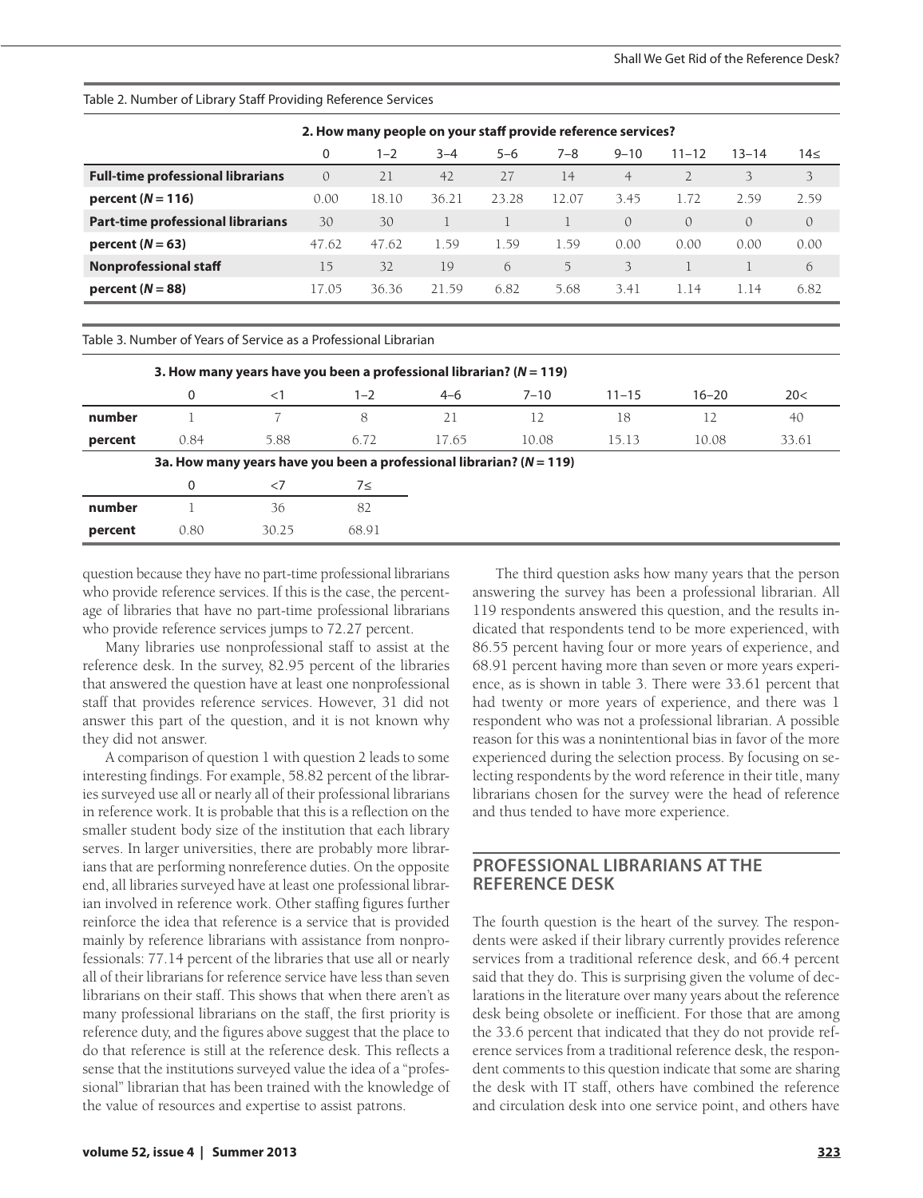Table 2. Number of Library Staff Providing Reference Services

| | 2. How many people on your staff provide reference services? | | | | | | | | |
|---|---|---|---|---|---|---|---|---|---|
| | 0 | 1–2 | 3–4 | 5–6 | 7–8 | 9–10 | 11–12 | 13–14 | 14≤ |
| **Full-time professional librarians** | 0 | 21 | 42 | 27 | 14 | 4 | 2 | 3 | 3 |
| **percent (*N* = 116)** | 0.00 | 18.10 | 36.21 | 23.28 | 12.07 | 3.45 | 1.72 | 2.59 | 2.59 |
| **Part-time professional librarians** | 30 | 30 | 1 | 1 | 1 | 0 | 0 | 0 | 0 |
| **percent (*N* = 63)** | 47.62 | 47.62 | 1.59 | 1.59 | 1.59 | 0.00 | 0.00 | 0.00 | 0.00 |
| **Nonprofessional staff** | 15 | 32 | 19 | 6 | 5 | 3 | 1 | 1 | 6 |
| **percent (*N* = 88)** | 17.05 | 36.36 | 21.59 | 6.82 | 5.68 | 3.41 | 1.14 | 1.14 | 6.82 |

Table 3. Number of Years of Service as a Professional Librarian

| | 3. How many years have you been a professional librarian? (*N* = 119) | | | | | | | |
|---|---|---|---|---|---|---|---|---|
| | 0 | <1 | 1–2 | 4–6 | 7–10 | 11–15 | 16–20 | 20< |
| **number** | 1 | 7 | 8 | 21 | 12 | 18 | 12 | 40 |
| **percent** | 0.84 | 5.88 | 6.72 | 17.65 | 10.08 | 15.13 | 10.08 | 33.61 |

| | 3a. How many years have you been a professional librarian? (*N* = 119) | | |
|---|---|---|---|
| | 0 | <7 | 7≤ |
| **number** | 1 | 36 | 82 |
| **percent** | 0.80 | 30.25 | 68.91 |

question because they have no part-time professional librarians who provide reference services. If this is the case, the percentage of libraries that have no part-time professional librarians who provide reference services jumps to 72.27 percent.

Many libraries use nonprofessional staff to assist at the reference desk. In the survey, 82.95 percent of the libraries that answered the question have at least one nonprofessional staff that provides reference services. However, 31 did not answer this part of the question, and it is not known why they did not answer.

A comparison of question 1 with question 2 leads to some interesting findings. For example, 58.82 percent of the libraries surveyed use all or nearly all of their professional librarians in reference work. It is probable that this is a reflection on the smaller student body size of the institution that each library serves. In larger universities, there are probably more librarians that are performing nonreference duties. On the opposite end, all libraries surveyed have at least one professional librarian involved in reference work. Other staffing figures further reinforce the idea that reference is a service that is provided mainly by reference librarians with assistance from nonprofessionals: 77.14 percent of the libraries that use all or nearly all of their librarians for reference service have less than seven librarians on their staff. This shows that when there aren't as many professional librarians on the staff, the first priority is reference duty, and the figures above suggest that the place to do that reference is still at the reference desk. This reflects a sense that the institutions surveyed value the idea of a "professional" librarian that has been trained with the knowledge of the value of resources and expertise to assist patrons.

The third question asks how many years that the person answering the survey has been a professional librarian. All 119 respondents answered this question, and the results indicated that respondents tend to be more experienced, with 86.55 percent having four or more years of experience, and 68.91 percent having more than seven or more years experience, as is shown in table 3. There were 33.61 percent that had twenty or more years of experience, and there was 1 respondent who was not a professional librarian. A possible reason for this was a nonintentional bias in favor of the more experienced during the selection process. By focusing on selecting respondents by the word reference in their title, many librarians chosen for the survey were the head of reference and thus tended to have more experience.

## PROFESSIONAL LIBRARIANS AT THE REFERENCE DESK

The fourth question is the heart of the survey. The respondents were asked if their library currently provides reference services from a traditional reference desk, and 66.4 percent said that they do. This is surprising given the volume of declarations in the literature over many years about the reference desk being obsolete or inefficient. For those that are among the 33.6 percent that indicated that they do not provide reference services from a traditional reference desk, the respondent comments to this question indicate that some are sharing the desk with IT staff, others have combined the reference and circulation desk into one service point, and others have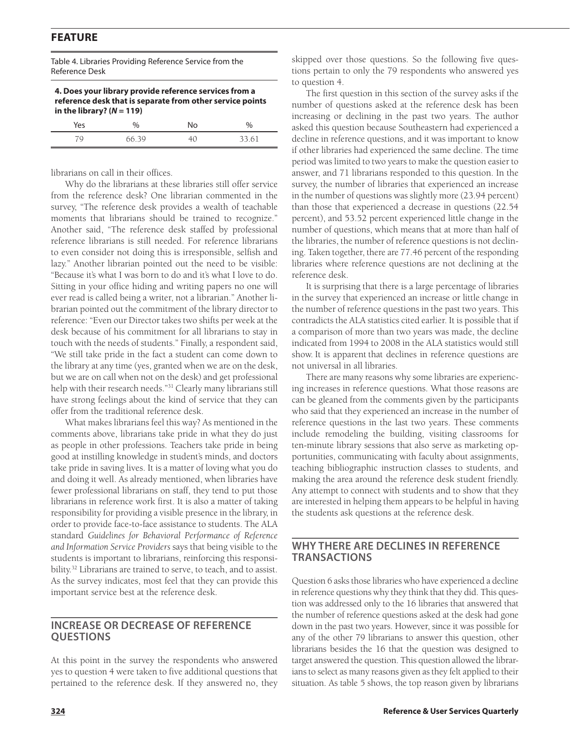Table 4. Libraries Providing Reference Service from the Reference Desk

**4. Does your library provide reference services from a reference desk that is separate from other service points in the library? (*N* = 119)**

| Yes | % | No | % |
|---|---|---|---|
| 79 | 66.39 | 40 | 33.61 |

librarians on call in their offices.

Why do the librarians at these libraries still offer service from the reference desk? One librarian commented in the survey, "The reference desk provides a wealth of teachable moments that librarians should be trained to recognize." Another said, "The reference desk staffed by professional reference librarians is still needed. For reference librarians to even consider not doing this is irresponsible, selfish and lazy." Another librarian pointed out the need to be visible: "Because it's what I was born to do and it's what I love to do. Sitting in your office hiding and writing papers no one will ever read is called being a writer, not a librarian." Another librarian pointed out the commitment of the library director to reference: "Even our Director takes two shifts per week at the desk because of his commitment for all librarians to stay in touch with the needs of students." Finally, a respondent said, "We still take pride in the fact a student can come down to the library at any time (yes, granted when we are on the desk, but we are on call when not on the desk) and get professional help with their research needs."[31] Clearly many librarians still have strong feelings about the kind of service that they can offer from the traditional reference desk.

What makes librarians feel this way? As mentioned in the comments above, librarians take pride in what they do just as people in other professions. Teachers take pride in being good at instilling knowledge in student's minds, and doctors take pride in saving lives. It is a matter of loving what you do and doing it well. As already mentioned, when libraries have fewer professional librarians on staff, they tend to put those librarians in reference work first. It is also a matter of taking responsibility for providing a visible presence in the library, in order to provide face-to-face assistance to students. The ALA standard *Guidelines for Behavioral Performance of Reference and Information Service Providers* says that being visible to the students is important to librarians, reinforcing this responsibility.[32] Librarians are trained to serve, to teach, and to assist. As the survey indicates, most feel that they can provide this important service best at the reference desk.

## INCREASE OR DECREASE OF REFERENCE QUESTIONS

At this point in the survey the respondents who answered yes to question 4 were taken to five additional questions that pertained to the reference desk. If they answered no, they skipped over those questions. So the following five questions pertain to only the 79 respondents who answered yes to question 4.

The first question in this section of the survey asks if the number of questions asked at the reference desk has been increasing or declining in the past two years. The author asked this question because Southeastern had experienced a decline in reference questions, and it was important to know if other libraries had experienced the same decline. The time period was limited to two years to make the question easier to answer, and 71 librarians responded to this question. In the survey, the number of libraries that experienced an increase in the number of questions was slightly more (23.94 percent) than those that experienced a decrease in questions (22.54 percent), and 53.52 percent experienced little change in the number of questions, which means that at more than half of the libraries, the number of reference questions is not declining. Taken together, there are 77.46 percent of the responding libraries where reference questions are not declining at the reference desk.

It is surprising that there is a large percentage of libraries in the survey that experienced an increase or little change in the number of reference questions in the past two years. This contradicts the ALA statistics cited earlier. It is possible that if a comparison of more than two years was made, the decline indicated from 1994 to 2008 in the ALA statistics would still show. It is apparent that declines in reference questions are not universal in all libraries.

There are many reasons why some libraries are experiencing increases in reference questions. What those reasons are can be gleaned from the comments given by the participants who said that they experienced an increase in the number of reference questions in the last two years. These comments include remodeling the building, visiting classrooms for ten-minute library sessions that also serve as marketing opportunities, communicating with faculty about assignments, teaching bibliographic instruction classes to students, and making the area around the reference desk student friendly. Any attempt to connect with students and to show that they are interested in helping them appears to be helpful in having the students ask questions at the reference desk.

## WHY THERE ARE DECLINES IN REFERENCE TRANSACTIONS

Question 6 asks those libraries who have experienced a decline in reference questions why they think that they did. This question was addressed only to the 16 libraries that answered that the number of reference questions asked at the desk had gone down in the past two years. However, since it was possible for any of the other 79 librarians to answer this question, other librarians besides the 16 that the question was designed to target answered the question. This question allowed the librarians to select as many reasons given as they felt applied to their situation. As table 5 shows, the top reason given by librarians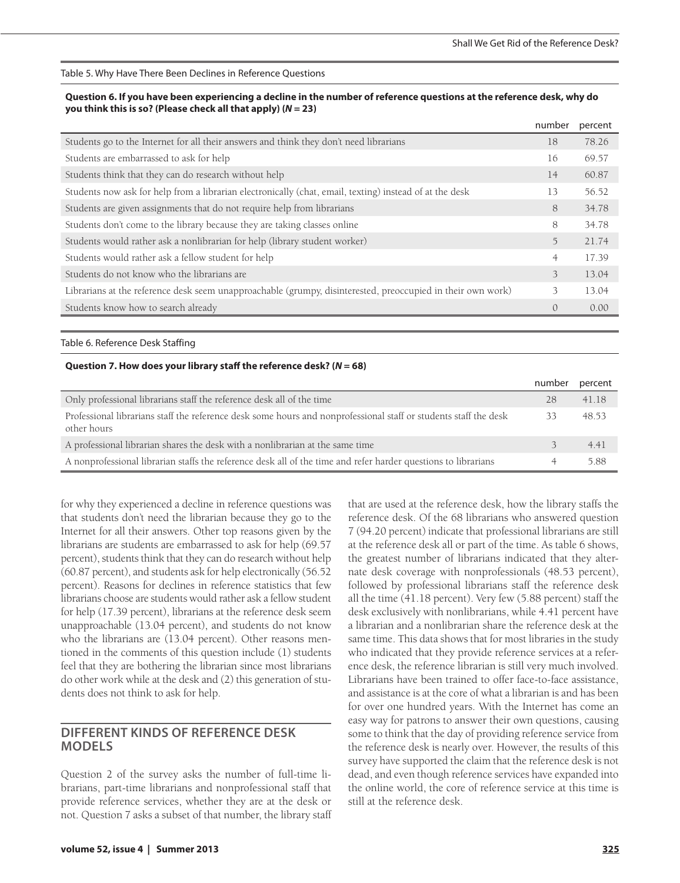Table 5. Why Have There Been Declines in Reference Questions

**Question 6. If you have been experiencing a decline in the number of reference questions at the reference desk, why do you think this is so? (Please check all that apply) (*N* = 23)**

| | number | percent |
|---|---|---|
| Students go to the Internet for all their answers and think they don't need librarians | 18 | 78.26 |
| Students are embarrassed to ask for help | 16 | 69.57 |
| Students think that they can do research without help | 14 | 60.87 |
| Students now ask for help from a librarian electronically (chat, email, texting) instead of at the desk | 13 | 56.52 |
| Students are given assignments that do not require help from librarians | 8 | 34.78 |
| Students don't come to the library because they are taking classes online | 8 | 34.78 |
| Students would rather ask a nonlibrarian for help (library student worker) | 5 | 21.74 |
| Students would rather ask a fellow student for help | 4 | 17.39 |
| Students do not know who the librarians are | 3 | 13.04 |
| Librarians at the reference desk seem unapproachable (grumpy, disinterested, preoccupied in their own work) | 3 | 13.04 |
| Students know how to search already | 0 | 0.00 |

Table 6. Reference Desk Staffing

**Question 7. How does your library staff the reference desk? (*N* = 68)**

| | number | percent |
|---|---|---|
| Only professional librarians staff the reference desk all of the time | 28 | 41.18 |
| Professional librarians staff the reference desk some hours and nonprofessional staff or students staff the desk other hours | 33 | 48.53 |
| A professional librarian shares the desk with a nonlibrarian at the same time | 3 | 4.41 |
| A nonprofessional librarian staffs the reference desk all of the time and refer harder questions to librarians | 4 | 5.88 |

for why they experienced a decline in reference questions was that students don't need the librarian because they go to the Internet for all their answers. Other top reasons given by the librarians are students are embarrassed to ask for help (69.57 percent), students think that they can do research without help (60.87 percent), and students ask for help electronically (56.52 percent). Reasons for declines in reference statistics that few librarians choose are students would rather ask a fellow student for help (17.39 percent), librarians at the reference desk seem unapproachable (13.04 percent), and students do not know who the librarians are (13.04 percent). Other reasons mentioned in the comments of this question include (1) students feel that they are bothering the librarian since most librarians do other work while at the desk and (2) this generation of students does not think to ask for help.

## DIFFERENT KINDS OF REFERENCE DESK MODELS

Question 2 of the survey asks the number of full-time librarians, part-time librarians and nonprofessional staff that provide reference services, whether they are at the desk or not. Question 7 asks a subset of that number, the library staff that are used at the reference desk, how the library staffs the reference desk. Of the 68 librarians who answered question 7 (94.20 percent) indicate that professional librarians are still at the reference desk all or part of the time. As table 6 shows, the greatest number of librarians indicated that they alternate desk coverage with nonprofessionals (48.53 percent), followed by professional librarians staff the reference desk all the time (41.18 percent). Very few (5.88 percent) staff the desk exclusively with nonlibrarians, while 4.41 percent have a librarian and a nonlibrarian share the reference desk at the same time. This data shows that for most libraries in the study who indicated that they provide reference services at a reference desk, the reference librarian is still very much involved. Librarians have been trained to offer face-to-face assistance, and assistance is at the core of what a librarian is and has been for over one hundred years. With the Internet has come an easy way for patrons to answer their own questions, causing some to think that the day of providing reference service from the reference desk is nearly over. However, the results of this survey have supported the claim that the reference desk is not dead, and even though reference services have expanded into the online world, the core of reference service at this time is still at the reference desk.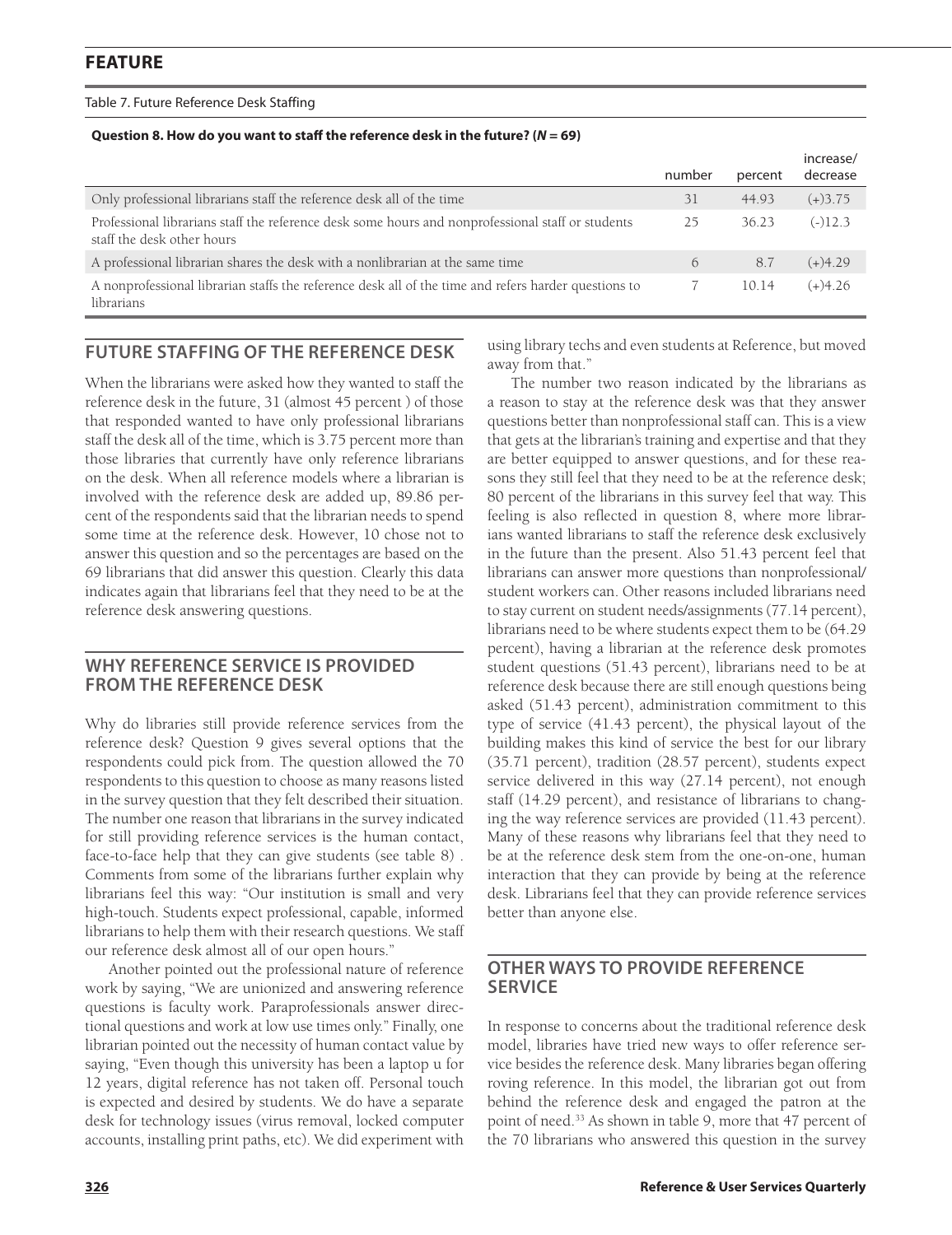Table 7. Future Reference Desk Staffing

**Question 8. How do you want to staff the reference desk in the future? (*N* = 69)**

| | number | percent | increase/ decrease |
|---|---|---|---|
| Only professional librarians staff the reference desk all of the time | 31 | 44.93 | (+)3.75 |
| Professional librarians staff the reference desk some hours and nonprofessional staff or students staff the desk other hours | 25 | 36.23 | (-)12.3 |
| A professional librarian shares the desk with a nonlibrarian at the same time | 6 | 8.7 | (+)4.29 |
| A nonprofessional librarian staffs the reference desk all of the time and refers harder questions to librarians | 7 | 10.14 | (+)4.26 |

## FUTURE STAFFING OF THE REFERENCE DESK

When the librarians were asked how they wanted to staff the reference desk in the future, 31 (almost 45 percent ) of those that responded wanted to have only professional librarians staff the desk all of the time, which is 3.75 percent more than those libraries that currently have only reference librarians on the desk. When all reference models where a librarian is involved with the reference desk are added up, 89.86 percent of the respondents said that the librarian needs to spend some time at the reference desk. However, 10 chose not to answer this question and so the percentages are based on the 69 librarians that did answer this question. Clearly this data indicates again that librarians feel that they need to be at the reference desk answering questions.

## WHY REFERENCE SERVICE IS PROVIDED FROM THE REFERENCE DESK

Why do libraries still provide reference services from the reference desk? Question 9 gives several options that the respondents could pick from. The question allowed the 70 respondents to this question to choose as many reasons listed in the survey question that they felt described their situation. The number one reason that librarians in the survey indicated for still providing reference services is the human contact, face-to-face help that they can give students (see table 8) . Comments from some of the librarians further explain why librarians feel this way: "Our institution is small and very high-touch. Students expect professional, capable, informed librarians to help them with their research questions. We staff our reference desk almost all of our open hours."

Another pointed out the professional nature of reference work by saying, "We are unionized and answering reference questions is faculty work. Paraprofessionals answer directional questions and work at low use times only." Finally, one librarian pointed out the necessity of human contact value by saying, "Even though this university has been a laptop u for 12 years, digital reference has not taken off. Personal touch is expected and desired by students. We do have a separate desk for technology issues (virus removal, locked computer accounts, installing print paths, etc). We did experiment with using library techs and even students at Reference, but moved away from that."

The number two reason indicated by the librarians as a reason to stay at the reference desk was that they answer questions better than nonprofessional staff can. This is a view that gets at the librarian's training and expertise and that they are better equipped to answer questions, and for these reasons they still feel that they need to be at the reference desk; 80 percent of the librarians in this survey feel that way. This feeling is also reflected in question 8, where more librarians wanted librarians to staff the reference desk exclusively in the future than the present. Also 51.43 percent feel that librarians can answer more questions than nonprofessional/student workers can. Other reasons included librarians need to stay current on student needs/assignments (77.14 percent), librarians need to be where students expect them to be (64.29 percent), having a librarian at the reference desk promotes student questions (51.43 percent), librarians need to be at reference desk because there are still enough questions being asked (51.43 percent), administration commitment to this type of service (41.43 percent), the physical layout of the building makes this kind of service the best for our library (35.71 percent), tradition (28.57 percent), students expect service delivered in this way (27.14 percent), not enough staff (14.29 percent), and resistance of librarians to changing the way reference services are provided (11.43 percent). Many of these reasons why librarians feel that they need to be at the reference desk stem from the one-on-one, human interaction that they can provide by being at the reference desk. Librarians feel that they can provide reference services better than anyone else.

## OTHER WAYS TO PROVIDE REFERENCE SERVICE

In response to concerns about the traditional reference desk model, libraries have tried new ways to offer reference service besides the reference desk. Many libraries began offering roving reference. In this model, the librarian got out from behind the reference desk and engaged the patron at the point of need.[33] As shown in table 9, more that 47 percent of the 70 librarians who answered this question in the survey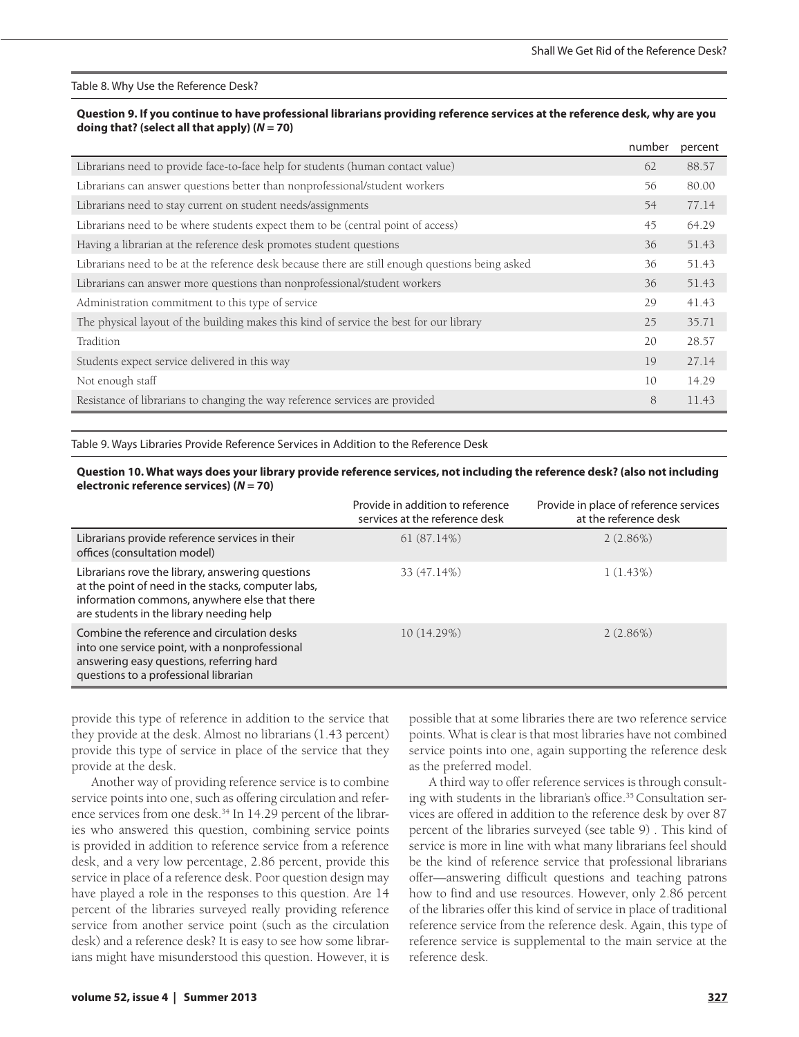Table 8. Why Use the Reference Desk?

**Question 9. If you continue to have professional librarians providing reference services at the reference desk, why are you doing that? (select all that apply) (*N* = 70)**

| | number | percent |
|---|---|---|
| Librarians need to provide face-to-face help for students (human contact value) | 62 | 88.57 |
| Librarians can answer questions better than nonprofessional/student workers | 56 | 80.00 |
| Librarians need to stay current on student needs/assignments | 54 | 77.14 |
| Librarians need to be where students expect them to be (central point of access) | 45 | 64.29 |
| Having a librarian at the reference desk promotes student questions | 36 | 51.43 |
| Librarians need to be at the reference desk because there are still enough questions being asked | 36 | 51.43 |
| Librarians can answer more questions than nonprofessional/student workers | 36 | 51.43 |
| Administration commitment to this type of service | 29 | 41.43 |
| The physical layout of the building makes this kind of service the best for our library | 25 | 35.71 |
| Tradition | 20 | 28.57 |
| Students expect service delivered in this way | 19 | 27.14 |
| Not enough staff | 10 | 14.29 |
| Resistance of librarians to changing the way reference services are provided | 8 | 11.43 |

Table 9. Ways Libraries Provide Reference Services in Addition to the Reference Desk

**Question 10. What ways does your library provide reference services, not including the reference desk? (also not including electronic reference services) (*N* = 70)**

| | Provide in addition to reference services at the reference desk | Provide in place of reference services at the reference desk |
|---|---|---|
| Librarians provide reference services in their offices (consultation model) | 61 (87.14%) | 2 (2.86%) |
| Librarians rove the library, answering questions at the point of need in the stacks, computer labs, information commons, anywhere else that there are students in the library needing help | 33 (47.14%) | 1 (1.43%) |
| Combine the reference and circulation desks into one service point, with a nonprofessional answering easy questions, referring hard questions to a professional librarian | 10 (14.29%) | 2 (2.86%) |

provide this type of reference in addition to the service that they provide at the desk. Almost no librarians (1.43 percent) provide this type of service in place of the service that they provide at the desk.

Another way of providing reference service is to combine service points into one, such as offering circulation and reference services from one desk.[34] In 14.29 percent of the libraries who answered this question, combining service points is provided in addition to reference service from a reference desk, and a very low percentage, 2.86 percent, provide this service in place of a reference desk. Poor question design may have played a role in the responses to this question. Are 14 percent of the libraries surveyed really providing reference service from another service point (such as the circulation desk) and a reference desk? It is easy to see how some librarians might have misunderstood this question. However, it is possible that at some libraries there are two reference service points. What is clear is that most libraries have not combined service points into one, again supporting the reference desk as the preferred model.

A third way to offer reference services is through consulting with students in the librarian's office.[35] Consultation services are offered in addition to the reference desk by over 87 percent of the libraries surveyed (see table 9) . This kind of service is more in line with what many librarians feel should be the kind of reference service that professional librarians offer—answering difficult questions and teaching patrons how to find and use resources. However, only 2.86 percent of the libraries offer this kind of service in place of traditional reference service from the reference desk. Again, this type of reference service is supplemental to the main service at the reference desk.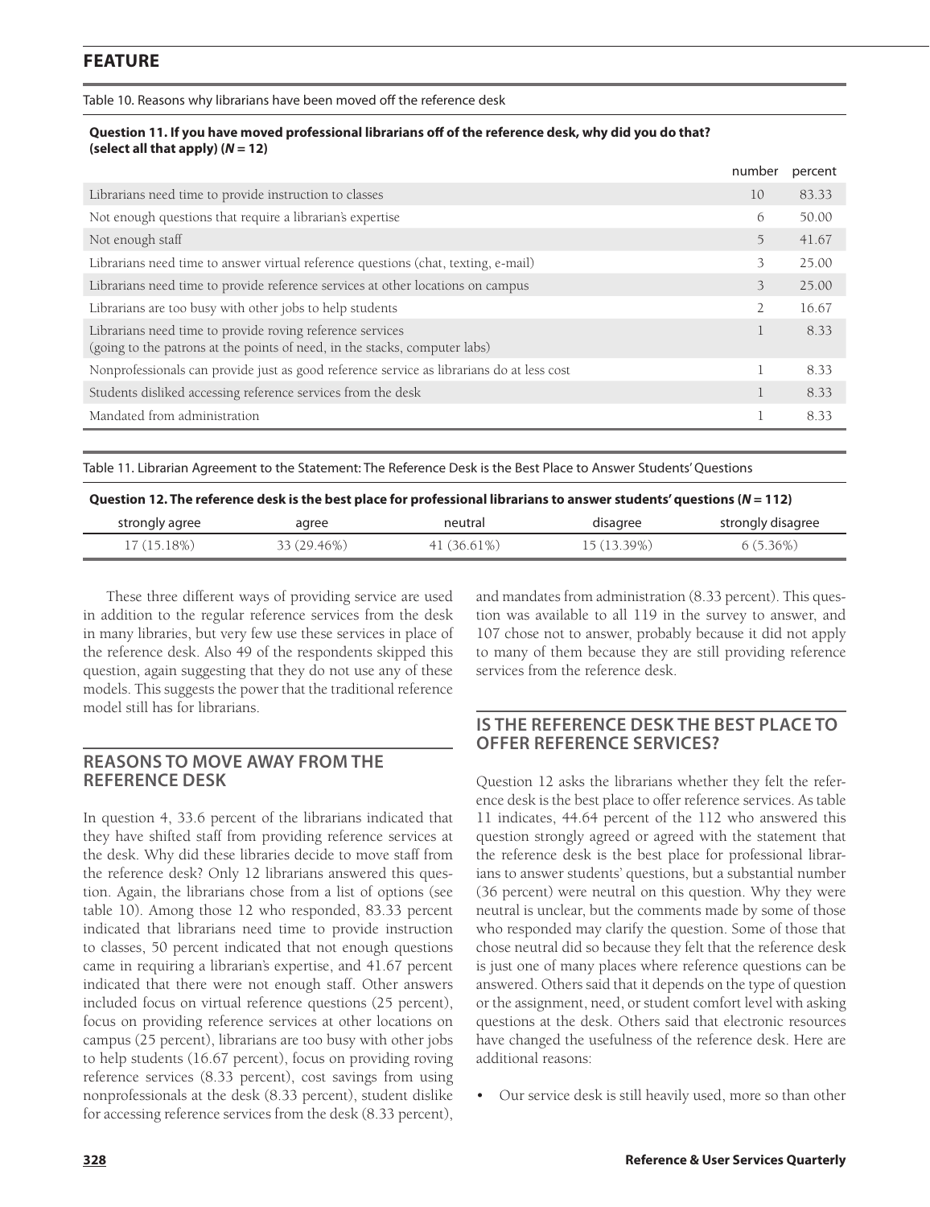Table 10. Reasons why librarians have been moved off the reference desk

**Question 11. If you have moved professional librarians off of the reference desk, why did you do that? (select all that apply) (*N* = 12)**

| | number | percent |
|---|---|---|
| Librarians need time to provide instruction to classes | 10 | 83.33 |
| Not enough questions that require a librarian's expertise | 6 | 50.00 |
| Not enough staff | 5 | 41.67 |
| Librarians need time to answer virtual reference questions (chat, texting, e-mail) | 3 | 25.00 |
| Librarians need time to provide reference services at other locations on campus | 3 | 25.00 |
| Librarians are too busy with other jobs to help students | 2 | 16.67 |
| Librarians need time to provide roving reference services (going to the patrons at the points of need, in the stacks, computer labs) | 1 | 8.33 |
| Nonprofessionals can provide just as good reference service as librarians do at less cost | 1 | 8.33 |
| Students disliked accessing reference services from the desk | 1 | 8.33 |
| Mandated from administration | 1 | 8.33 |

Table 11. Librarian Agreement to the Statement: The Reference Desk is the Best Place to Answer Students' Questions

**Question 12. The reference desk is the best place for professional librarians to answer students' questions (*N* = 112)**

| strongly agree | agree | neutral | disagree | strongly disagree |
|---|---|---|---|---|
| 17 (15.18%) | 33 (29.46%) | 41 (36.61%) | 15 (13.39%) | 6 (5.36%) |

These three different ways of providing service are used in addition to the regular reference services from the desk in many libraries, but very few use these services in place of the reference desk. Also 49 of the respondents skipped this question, again suggesting that they do not use any of these models. This suggests the power that the traditional reference model still has for librarians.

## REASONS TO MOVE AWAY FROM THE REFERENCE DESK

In question 4, 33.6 percent of the librarians indicated that they have shifted staff from providing reference services at the desk. Why did these libraries decide to move staff from the reference desk? Only 12 librarians answered this question. Again, the librarians chose from a list of options (see table 10). Among those 12 who responded, 83.33 percent indicated that librarians need time to provide instruction to classes, 50 percent indicated that not enough questions came in requiring a librarian's expertise, and 41.67 percent indicated that there were not enough staff. Other answers included focus on virtual reference questions (25 percent), focus on providing reference services at other locations on campus (25 percent), librarians are too busy with other jobs to help students (16.67 percent), focus on providing roving reference services (8.33 percent), cost savings from using nonprofessionals at the desk (8.33 percent), student dislike for accessing reference services from the desk (8.33 percent), and mandates from administration (8.33 percent). This question was available to all 119 in the survey to answer, and 107 chose not to answer, probably because it did not apply to many of them because they are still providing reference services from the reference desk.

## IS THE REFERENCE DESK THE BEST PLACE TO OFFER REFERENCE SERVICES?

Question 12 asks the librarians whether they felt the reference desk is the best place to offer reference services. As table 11 indicates, 44.64 percent of the 112 who answered this question strongly agreed or agreed with the statement that the reference desk is the best place for professional librarians to answer students' questions, but a substantial number (36 percent) were neutral on this question. Why they were neutral is unclear, but the comments made by some of those who responded may clarify the question. Some of those that chose neutral did so because they felt that the reference desk is just one of many places where reference questions can be answered. Others said that it depends on the type of question or the assignment, need, or student comfort level with asking questions at the desk. Others said that electronic resources have changed the usefulness of the reference desk. Here are additional reasons:

- Our service desk is still heavily used, more so than other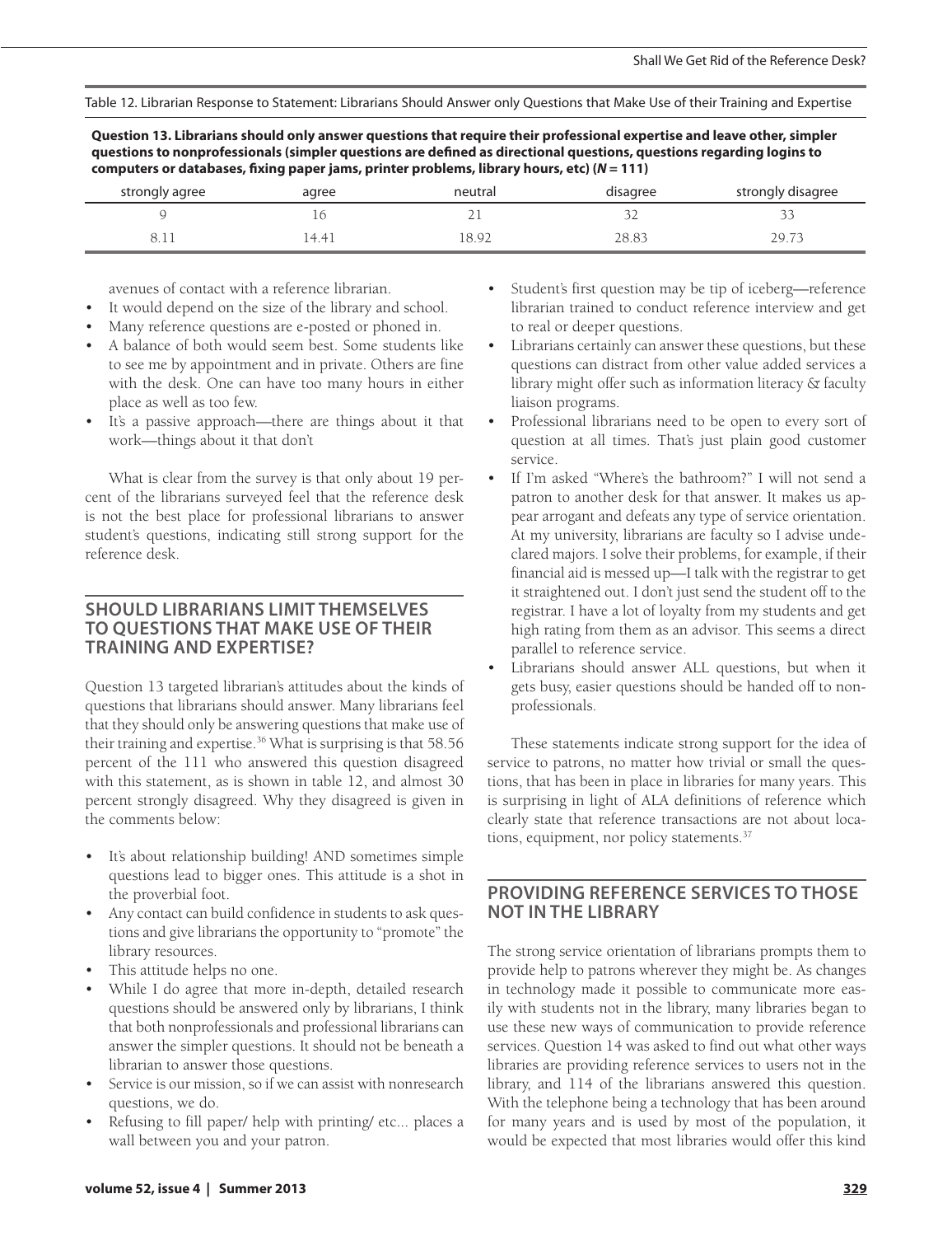Table 12. Librarian Response to Statement: Librarians Should Answer only Questions that Make Use of their Training and Expertise

**Question 13. Librarians should only answer questions that require their professional expertise and leave other, simpler questions to nonprofessionals (simpler questions are defined as directional questions, questions regarding logins to computers or databases, fixing paper jams, printer problems, library hours, etc) (*N* = 111)**

| strongly agree | agree | neutral | disagree | strongly disagree |
|---|---|---|---|---|
| 9 | 16 | 21 | 32 | 33 |
| 8.11 | 14.41 | 18.92 | 28.83 | 29.73 |

avenues of contact with a reference librarian.

- It would depend on the size of the library and school.
- Many reference questions are e-posted or phoned in.
- A balance of both would seem best. Some students like to see me by appointment and in private. Others are fine with the desk. One can have too many hours in either place as well as too few.
- It's a passive approach—there are things about it that work—things about it that don't

What is clear from the survey is that only about 19 percent of the librarians surveyed feel that the reference desk is not the best place for professional librarians to answer student's questions, indicating still strong support for the reference desk.

## SHOULD LIBRARIANS LIMIT THEMSELVES TO QUESTIONS THAT MAKE USE OF THEIR TRAINING AND EXPERTISE?

Question 13 targeted librarian's attitudes about the kinds of questions that librarians should answer. Many librarians feel that they should only be answering questions that make use of their training and expertise.[36] What is surprising is that 58.56 percent of the 111 who answered this question disagreed with this statement, as is shown in table 12, and almost 30 percent strongly disagreed. Why they disagreed is given in the comments below:

- It's about relationship building! AND sometimes simple questions lead to bigger ones. This attitude is a shot in the proverbial foot.
- Any contact can build confidence in students to ask questions and give librarians the opportunity to "promote" the library resources.
- This attitude helps no one.
- While I do agree that more in-depth, detailed research questions should be answered only by librarians, I think that both nonprofessionals and professional librarians can answer the simpler questions. It should not be beneath a librarian to answer those questions.
- Service is our mission, so if we can assist with nonresearch questions, we do.
- Refusing to fill paper/ help with printing/ etc... places a wall between you and your patron.
- Student's first question may be tip of iceberg—reference librarian trained to conduct reference interview and get to real or deeper questions.
- Librarians certainly can answer these questions, but these questions can distract from other value added services a library might offer such as information literacy & faculty liaison programs.
- Professional librarians need to be open to every sort of question at all times. That's just plain good customer service.
- If I'm asked "Where's the bathroom?" I will not send a patron to another desk for that answer. It makes us appear arrogant and defeats any type of service orientation. At my university, librarians are faculty so I advise undeclared majors. I solve their problems, for example, if their financial aid is messed up—I talk with the registrar to get it straightened out. I don't just send the student off to the registrar. I have a lot of loyalty from my students and get high rating from them as an advisor. This seems a direct parallel to reference service.
- Librarians should answer ALL questions, but when it gets busy, easier questions should be handed off to nonprofessionals.

These statements indicate strong support for the idea of service to patrons, no matter how trivial or small the questions, that has been in place in libraries for many years. This is surprising in light of ALA definitions of reference which clearly state that reference transactions are not about locations, equipment, nor policy statements.[37]

## PROVIDING REFERENCE SERVICES TO THOSE NOT IN THE LIBRARY

The strong service orientation of librarians prompts them to provide help to patrons wherever they might be. As changes in technology made it possible to communicate more easily with students not in the library, many libraries began to use these new ways of communication to provide reference services. Question 14 was asked to find out what other ways libraries are providing reference services to users not in the library, and 114 of the librarians answered this question. With the telephone being a technology that has been around for many years and is used by most of the population, it would be expected that most libraries would offer this kind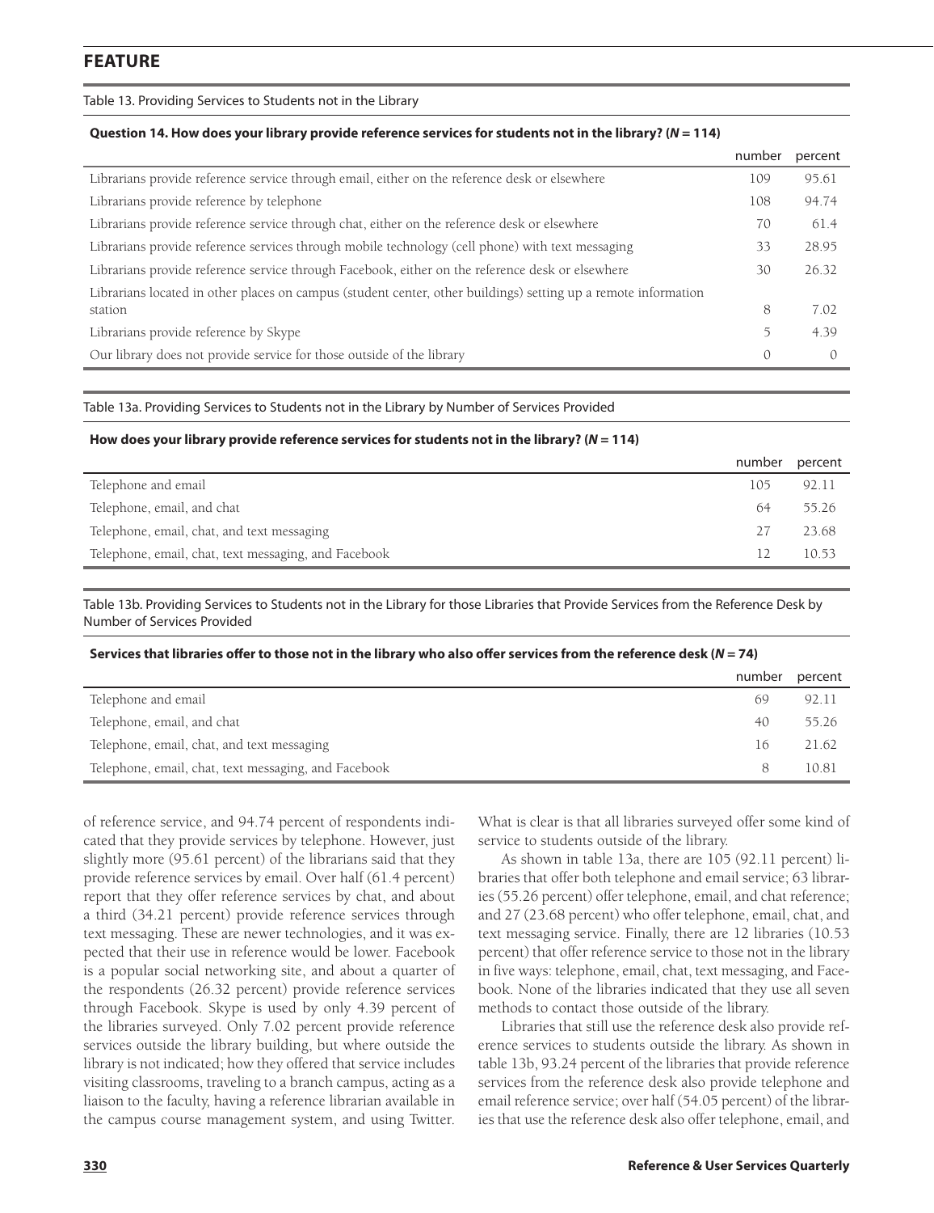Table 13. Providing Services to Students not in the Library

**Question 14. How does your library provide reference services for students not in the library? (*N* = 114)**

| | number | percent |
|---|---|---|
| Librarians provide reference service through email, either on the reference desk or elsewhere | 109 | 95.61 |
| Librarians provide reference by telephone | 108 | 94.74 |
| Librarians provide reference service through chat, either on the reference desk or elsewhere | 70 | 61.4 |
| Librarians provide reference services through mobile technology (cell phone) with text messaging | 33 | 28.95 |
| Librarians provide reference service through Facebook, either on the reference desk or elsewhere | 30 | 26.32 |
| Librarians located in other places on campus (student center, other buildings) setting up a remote information station | 8 | 7.02 |
| Librarians provide reference by Skype | 5 | 4.39 |
| Our library does not provide service for those outside of the library | 0 | 0 |

Table 13a. Providing Services to Students not in the Library by Number of Services Provided

**How does your library provide reference services for students not in the library? (*N* = 114)**

| | number | percent |
|---|---|---|
| Telephone and email | 105 | 92.11 |
| Telephone, email, and chat | 64 | 55.26 |
| Telephone, email, chat, and text messaging | 27 | 23.68 |
| Telephone, email, chat, text messaging, and Facebook | 12 | 10.53 |

Table 13b. Providing Services to Students not in the Library for those Libraries that Provide Services from the Reference Desk by Number of Services Provided

**Services that libraries offer to those not in the library who also offer services from the reference desk (*N* = 74)**

| | number | percent |
|---|---|---|
| Telephone and email | 69 | 92.11 |
| Telephone, email, and chat | 40 | 55.26 |
| Telephone, email, chat, and text messaging | 16 | 21.62 |
| Telephone, email, chat, text messaging, and Facebook | 8 | 10.81 |

of reference service, and 94.74 percent of respondents indicated that they provide services by telephone. However, just slightly more (95.61 percent) of the librarians said that they provide reference services by email. Over half (61.4 percent) report that they offer reference services by chat, and about a third (34.21 percent) provide reference services through text messaging. These are newer technologies, and it was expected that their use in reference would be lower. Facebook is a popular social networking site, and about a quarter of the respondents (26.32 percent) provide reference services through Facebook. Skype is used by only 4.39 percent of the libraries surveyed. Only 7.02 percent provide reference services outside the library building, but where outside the library is not indicated; how they offered that service includes visiting classrooms, traveling to a branch campus, acting as a liaison to the faculty, having a reference librarian available in the campus course management system, and using Twitter. What is clear is that all libraries surveyed offer some kind of service to students outside of the library.

As shown in table 13a, there are 105 (92.11 percent) libraries that offer both telephone and email service; 63 libraries (55.26 percent) offer telephone, email, and chat reference; and 27 (23.68 percent) who offer telephone, email, chat, and text messaging service. Finally, there are 12 libraries (10.53 percent) that offer reference service to those not in the library in five ways: telephone, email, chat, text messaging, and Facebook. None of the libraries indicated that they use all seven methods to contact those outside of the library.

Libraries that still use the reference desk also provide reference services to students outside the library. As shown in table 13b, 93.24 percent of the libraries that provide reference services from the reference desk also provide telephone and email reference service; over half (54.05 percent) of the libraries that use the reference desk also offer telephone, email, and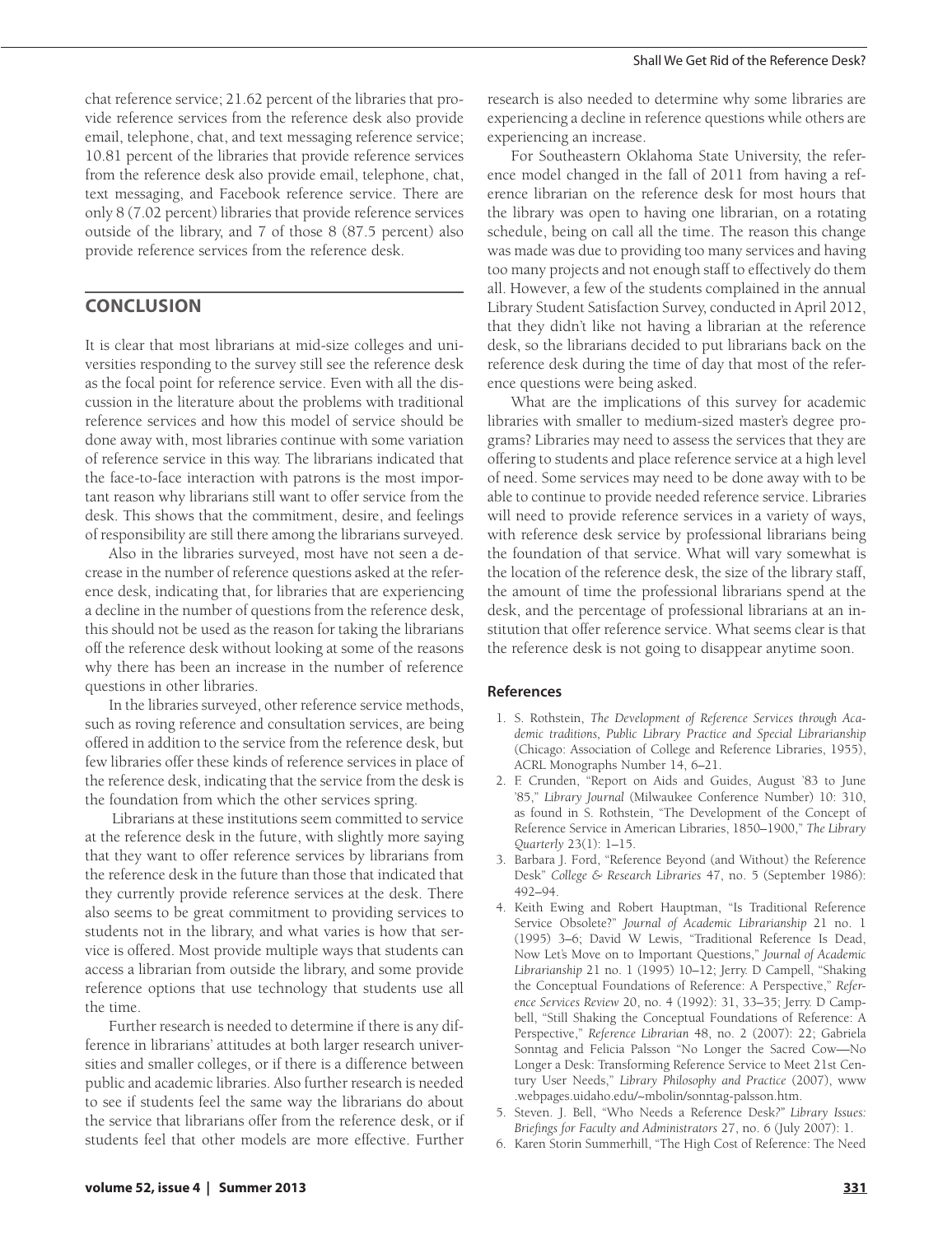chat reference service; 21.62 percent of the libraries that provide reference services from the reference desk also provide email, telephone, chat, and text messaging reference service; 10.81 percent of the libraries that provide reference services from the reference desk also provide email, telephone, chat, text messaging, and Facebook reference service. There are only 8 (7.02 percent) libraries that provide reference services outside of the library, and 7 of those 8 (87.5 percent) also provide reference services from the reference desk.

## CONCLUSION

It is clear that most librarians at mid-size colleges and universities responding to the survey still see the reference desk as the focal point for reference service. Even with all the discussion in the literature about the problems with traditional reference services and how this model of service should be done away with, most libraries continue with some variation of reference service in this way. The librarians indicated that the face-to-face interaction with patrons is the most important reason why librarians still want to offer service from the desk. This shows that the commitment, desire, and feelings of responsibility are still there among the librarians surveyed.

Also in the libraries surveyed, most have not seen a decrease in the number of reference questions asked at the reference desk, indicating that, for libraries that are experiencing a decline in the number of questions from the reference desk, this should not be used as the reason for taking the librarians off the reference desk without looking at some of the reasons why there has been an increase in the number of reference questions in other libraries.

In the libraries surveyed, other reference service methods, such as roving reference and consultation services, are being offered in addition to the service from the reference desk, but few libraries offer these kinds of reference services in place of the reference desk, indicating that the service from the desk is the foundation from which the other services spring.

Librarians at these institutions seem committed to service at the reference desk in the future, with slightly more saying that they want to offer reference services by librarians from the reference desk in the future than those that indicated that they currently provide reference services at the desk. There also seems to be great commitment to providing services to students not in the library, and what varies is how that service is offered. Most provide multiple ways that students can access a librarian from outside the library, and some provide reference options that use technology that students use all the time.

Further research is needed to determine if there is any difference in librarians' attitudes at both larger research universities and smaller colleges, or if there is a difference between public and academic libraries. Also further research is needed to see if students feel the same way the librarians do about the service that librarians offer from the reference desk, or if students feel that other models are more effective. Further research is also needed to determine why some libraries are experiencing a decline in reference questions while others are experiencing an increase.

For Southeastern Oklahoma State University, the reference model changed in the fall of 2011 from having a reference librarian on the reference desk for most hours that the library was open to having one librarian, on a rotating schedule, being on call all the time. The reason this change was made was due to providing too many services and having too many projects and not enough staff to effectively do them all. However, a few of the students complained in the annual Library Student Satisfaction Survey, conducted in April 2012, that they didn't like not having a librarian at the reference desk, so the librarians decided to put librarians back on the reference desk during the time of day that most of the reference questions were being asked.

What are the implications of this survey for academic libraries with smaller to medium-sized master's degree programs? Libraries may need to assess the services that they are offering to students and place reference service at a high level of need. Some services may need to be done away with to be able to continue to provide needed reference service. Libraries will need to provide reference services in a variety of ways, with reference desk service by professional librarians being the foundation of that service. What will vary somewhat is the location of the reference desk, the size of the library staff, the amount of time the professional librarians spend at the desk, and the percentage of professional librarians at an institution that offer reference service. What seems clear is that the reference desk is not going to disappear anytime soon.

### References

1. S. Rothstein, *The Development of Reference Services through Academic traditions, Public Library Practice and Special Librarianship* (Chicago: Association of College and Reference Libraries, 1955), ACRL Monographs Number 14, 6–21.
2. F. Crunden, "Report on Aids and Guides, August '83 to June '85," *Library Journal* (Milwaukee Conference Number) 10: 310, as found in S. Rothstein, "The Development of the Concept of Reference Service in American Libraries, 1850–1900," *The Library Quarterly* 23(1): 1–15.
3. Barbara J. Ford, "Reference Beyond (and Without) the Reference Desk" *College & Research Libraries* 47, no. 5 (September 1986): 492–94.
4. Keith Ewing and Robert Hauptman, "Is Traditional Reference Service Obsolete?" *Journal of Academic Librarianship* 21 no. 1 (1995) 3–6; David W Lewis, "Traditional Reference Is Dead, Now Let's Move on to Important Questions," *Journal of Academic Librarianship* 21 no. 1 (1995) 10–12; Jerry. D Campell, "Shaking the Conceptual Foundations of Reference: A Perspective," *Reference Services Review* 20, no. 4 (1992): 31, 33–35; Jerry. D Campbell, "Still Shaking the Conceptual Foundations of Reference: A Perspective," *Reference Librarian* 48, no. 2 (2007): 22; Gabriela Sonntag and Felicia Palsson "No Longer the Sacred Cow—No Longer a Desk: Transforming Reference Service to Meet 21st Century User Needs," *Library Philosophy and Practice* (2007), www.webpages.uidaho.edu/~mbolin/sonntag-palsson.htm.
5. Steven. J. Bell, "Who Needs a Reference Desk?" *Library Issues: Briefings for Faculty and Administrators* 27, no. 6 (July 2007): 1.
6. Karen Storin Summerhill, "The High Cost of Reference: The Need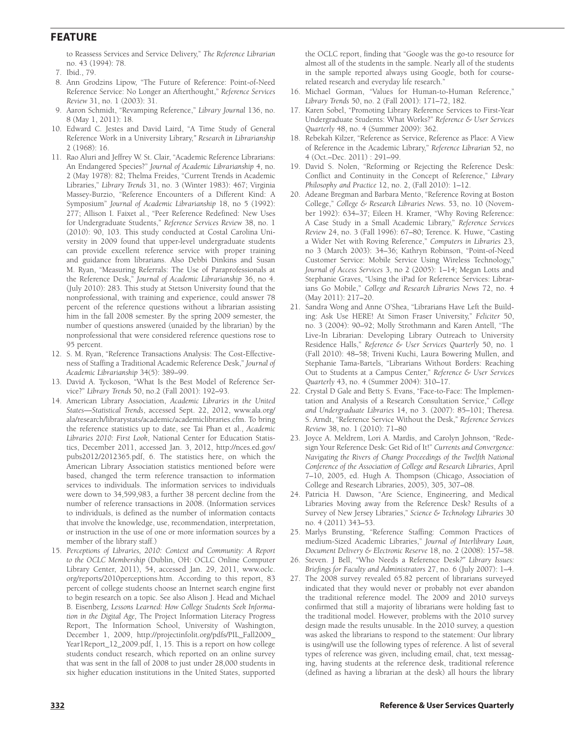to Reassess Services and Service Delivery," *The Reference Librarian* no. 43 (1994): 78.

7. Ibid., 79.
8. Ann Grodzins Lipow, "The Future of Reference: Point-of-Need Reference Service: No Longer an Afterthought," *Reference Services Review* 31, no. 1 (2003): 31.
9. Aaron Schmidt, "Revamping Reference," *Library Journal* 136, no. 8 (May 1, 2011): 18.
10. Edward C. Jestes and David Laird, "A Time Study of General Reference Work in a University Library," *Research in Librarianship* 2 (1968): 16.
11. Rao Aluri and Jeffrey W. St. Clair, "Academic Reference Librarians: An Endangered Species?" *Journal of Academic Librarianship* 4, no. 2 (May 1978): 82; Thelma Freides, "Current Trends in Academic Libraries," *Library Trends* 31, no. 3 (Winter 1983): 467; Virginia Massey-Burzio, "Reference Encounters of a Different Kind: A Symposium" *Journal of Academic Librarianship* 18, no 5 (1992): 277; Allison I. Faixet al., "Peer Reference Redefined: New Uses for Undergraduate Students," *Reference Services Review* 38, no. 1 (2010): 90, 103. This study conducted at Costal Carolina University in 2009 found that upper-level undergraduate students can provide excellent reference service with proper training and guidance from librarians. Also Debbi Dinkins and Susan M. Ryan, "Measuring Referrals: The Use of Paraprofessionals at the Reference Desk," *Journal of Academic Librarianship* 36, no 4. (July 2010): 283. This study at Stetson University found that the nonprofessional, with training and experience, could answer 78 percent of the reference questions without a librarian assisting him in the fall 2008 semester. By the spring 2009 semester, the number of questions answered (unaided by the librarian) by the nonprofessional that were considered reference questions rose to 95 percent.
12. S. M. Ryan, "Reference Transactions Analysis: The Cost-Effectiveness of Staffing a Traditional Academic Reference Desk," *Journal of Academic Librarianship* 34(5): 389–99.
13. David A. Tyckoson, "What Is the Best Model of Reference Service?" *Library Trends* 50, no.2 (Fall 2001): 192–93.
14. American Library Association, *Academic Libraries in the United States—Statistical Trends*, accessed Sept. 22, 2012, www.ala.org/ala/research/librarystats/academic/academiclibraries.cfm. To bring the reference statistics up to date, see Tai Phan et al., *Academic Libraries 2010: First Look*, National Center for Education Statistics, December 2011, accessed Jan. 3, 2012, http://nces.ed.gov/pubs2012/2012365.pdf, 6. The statistics here, on which the American Library Association statistics mentioned before were based, changed the term reference transaction to information services to individuals. The information services to individuals were down to 34,599,983, a further 38 percent decline from the number of reference transactions in 2008. (Information services to individuals, is defined as the number of information contacts that involve the knowledge, use, recommendation, interpretation, or instruction in the use of one or more information sources by a member of the library staff.)
15. *Perceptions of Libraries, 2010: Context and Community: A Report to the OCLC Membership* (Dublin, OH: OCLC Online Computer Library Center, 2011), 54, accessed Jan. 29, 2011, www.oclc.org/reports/2010perceptions.htm. According to this report, 83 percent of college students choose an Internet search engine first to begin research on a topic. See also Alison J. Head and Michael B. Eisenberg, *Lessons Learned: How College Students Seek Information in the Digital Age,* The Project Information Literacy Progress Report, The Information School, University of Washington, December 1, 2009, http://projectinfolit.org/pdfs/PIL_Fall2009_Year1Report_12_2009.pdf, 1, 15. This is a report on how college students conduct research, which reported on an online survey that was sent in the fall of 2008 to just under 28,000 students in six higher education institutions in the United States, supported the OCLC report, finding that "Google was the go-to resource for almost all of the students in the sample. Nearly all of the students in the sample reported always using Google, both for course-related research and everyday life research."
16. Michael Gorman, "Values for Human-to-Human Reference," *Library Trends* 50, no. 2 (Fall 2001): 171–72, 182.
17. Karen Sobel, "Promoting Library Reference Services to First-Year Undergraduate Students: What Works?" *Reference & User Services Quarterly* 48, no. 4 (Summer 2009): 362.
18. Rebekah Kilzer, "Reference as Service, Reference as Place: A View of Reference in the Academic Library," *Reference Librarian* 52, no 4 (Oct.–Dec. 2011) : 291–99.
19. David S. Nolen, "Reforming or Rejecting the Reference Desk: Conflict and Continuity in the Concept of Reference," *Library Philosophy and Practice* 12, no. 2, (Fall 2010): 1–12.
20. Adeane Bregman and Barbara Mento, "Reference Roving at Boston College," *College & Research Libraries News*. 53, no. 10 (November 1992): 634–37; Eileen H. Kramer, "Why Roving Reference: A Case Study in a Small Academic Library," *Reference Services Review* 24, no. 3 (Fall 1996): 67–80; Terence. K. Huwe, "Casting a Wider Net with Roving Reference," *Computers in Libraries* 23, no 3 (March 2003): 34–36; Kathryn Robinson, "Point-of-Need Customer Service: Mobile Service Using Wireless Technology," *Journal of Access Services* 3, no 2 (2005): 1–14; Megan Lotts and Stephanie Graves, "Using the iPad for Reference Services: Librarians Go Mobile," *College and Research Libraries News* 72, no. 4 (May 2011): 217–20.
21. Sandra Wong and Anne O'Shea, "Librarians Have Left the Building: Ask Use HERE! At Simon Fraser University," *Feliciter* 50, no. 3 (2004): 90–92; Molly Strothmann and Karen Antell, "The Live-In Librarian: Developing Library Outreach to University Residence Halls," *Reference & User Services Quarterly* 50, no. 1 (Fall 2010): 48–58; Triveni Kuchi, Laura Bowering Mullen, and Stephanie Tama-Bartels, "Librarians Without Borders: Reaching Out to Students at a Campus Center," *Reference & User Services Quarterly* 43, no. 4 (Summer 2004): 310–17.
22. Crystal D Gale and Betty S. Evans, "Face-to-Face: The Implementation and Analysis of a Research Consultation Service," *College and Undergraduate Libraries* 14, no 3. (2007): 85–101; Theresa. S. Arndt, "Reference Service Without the Desk," *Reference Services Review* 38, no. 1 (2010): 71–80
23. Joyce A. Meldrem, Lori A. Mardis, and Carolyn Johnson, "Redesign Your Reference Desk: Get Rid of It!" *Currents and Convergence: Navigating the Rivers of Change Proceedings of the Twelfth National Conference of the Association of College and Research Libraries*, April 7–10, 2005, ed. Hugh A. Thompson (Chicago, Association of College and Research Libraries, 2005), 305, 307–08.
24. Patricia H. Dawson, "Are Science, Engineering, and Medical Libraries Moving away from the Reference Desk? Results of a Survey of New Jersey Libraries," *Science & Technology Libraries* 30 no. 4 (2011) 343–53.
25. Marlys Brunsting, "Reference Staffing: Common Practices of medium-Sized Academic Libraries," *Journal of Interlibrary Loan, Document Delivery & Electronic Reserve* 18, no. 2 (2008): 157–58.
26. Steven. J Bell, "Who Needs a Reference Desk?" *Library Issues: Briefings for Faculty and Administrators* 27, no. 6 (July 2007): 1–4.
27. The 2008 survey revealed 65.82 percent of librarians surveyed indicated that they would never or probably not ever abandon the traditional reference model. The 2009 and 2010 surveys confirmed that still a majority of librarians were holding fast to the traditional model. However, problems with the 2010 survey design made the results unusable. In the 2010 survey, a question was asked the librarians to respond to the statement: Our library is using/will use the following types of reference. A list of several types of reference was given, including email, chat, text messaging, having students at the reference desk, traditional reference (defined as having a librarian at the desk) all hours the library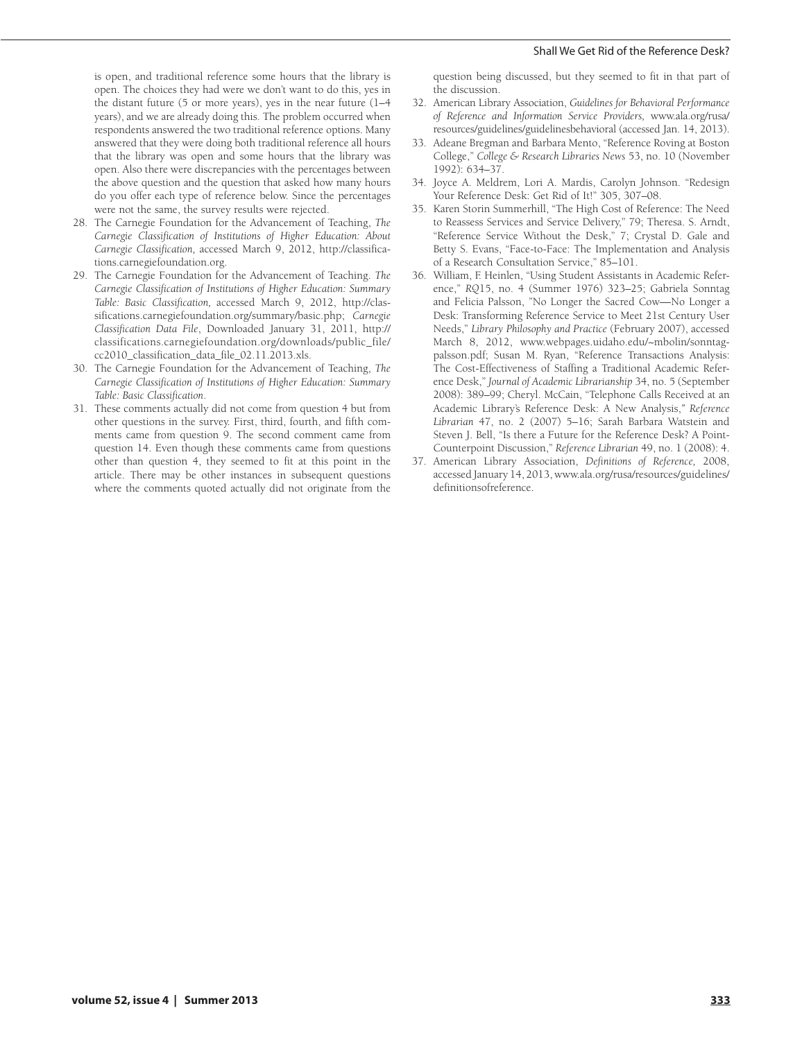is open, and traditional reference some hours that the library is open. The choices they had were we don't want to do this, yes in the distant future (5 or more years), yes in the near future (1–4 years), and we are already doing this. The problem occurred when respondents answered the two traditional reference options. Many answered that they were doing both traditional reference all hours that the library was open and some hours that the library was open. Also there were discrepancies with the percentages between the above question and the question that asked how many hours do you offer each type of reference below. Since the percentages were not the same, the survey results were rejected.

28. The Carnegie Foundation for the Advancement of Teaching, *The Carnegie Classification of Institutions of Higher Education: About Carnegie Classification,* accessed March 9, 2012, http://classifications.carnegiefoundation.org.
29. The Carnegie Foundation for the Advancement of Teaching. *The Carnegie Classification of Institutions of Higher Education: Summary Table: Basic Classification,* accessed March 9, 2012, http://classifications.carnegiefoundation.org/summary/basic.php; *Carnegie Classification Data File*, Downloaded January 31, 2011, http://classifications.carnegiefoundation.org/downloads/public_file/cc2010_classification_data_file_02.11.2013.xls.
30. The Carnegie Foundation for the Advancement of Teaching, *The Carnegie Classification of Institutions of Higher Education: Summary Table: Basic Classification*.
31. These comments actually did not come from question 4 but from other questions in the survey. First, third, fourth, and fifth comments came from question 9. The second comment came from question 14. Even though these comments came from questions other than question 4, they seemed to fit at this point in the article. There may be other instances in subsequent questions where the comments quoted actually did not originate from the question being discussed, but they seemed to fit in that part of the discussion.
32. American Library Association, *Guidelines for Behavioral Performance of Reference and Information Service Providers,* www.ala.org/rusa/resources/guidelines/guidelinesbehavioral (accessed Jan. 14, 2013).
33. Adeane Bregman and Barbara Mento, "Reference Roving at Boston College," *College & Research Libraries News* 53, no. 10 (November 1992): 634–37.
34. Joyce A. Meldrem, Lori A. Mardis, Carolyn Johnson. "Redesign Your Reference Desk: Get Rid of It!" 305, 307–08.
35. Karen Storin Summerhill, "The High Cost of Reference: The Need to Reassess Services and Service Delivery," 79; Theresa. S. Arndt, "Reference Service Without the Desk," 7; Crystal D. Gale and Betty S. Evans, "Face-to-Face: The Implementation and Analysis of a Research Consultation Service," 85–101.
36. William, F. Heinlen, "Using Student Assistants in Academic Reference," *RQ*15, no. 4 (Summer 1976) 323–25; Gabriela Sonntag and Felicia Palsson, "No Longer the Sacred Cow—No Longer a Desk: Transforming Reference Service to Meet 21st Century User Needs," *Library Philosophy and Practice* (February 2007), accessed March 8, 2012, www.webpages.uidaho.edu/~mbolin/sonntag-palsson.pdf; Susan M. Ryan, "Reference Transactions Analysis: The Cost-Effectiveness of Staffing a Traditional Academic Reference Desk," *Journal of Academic Librarianship* 34, no. 5 (September 2008): 389–99; Cheryl. McCain, "Telephone Calls Received at an Academic Library's Reference Desk: A New Analysis," *Reference Librarian* 47, no. 2 (2007) 5–16; Sarah Barbara Watstein and Steven J. Bell, "Is there a Future for the Reference Desk? A Point-Counterpoint Discussion," *Reference Librarian* 49, no. 1 (2008): 4.
37. American Library Association, *Definitions of Reference,* 2008, accessed January 14, 2013, www.ala.org/rusa/resources/guidelines/definitionsofreference.